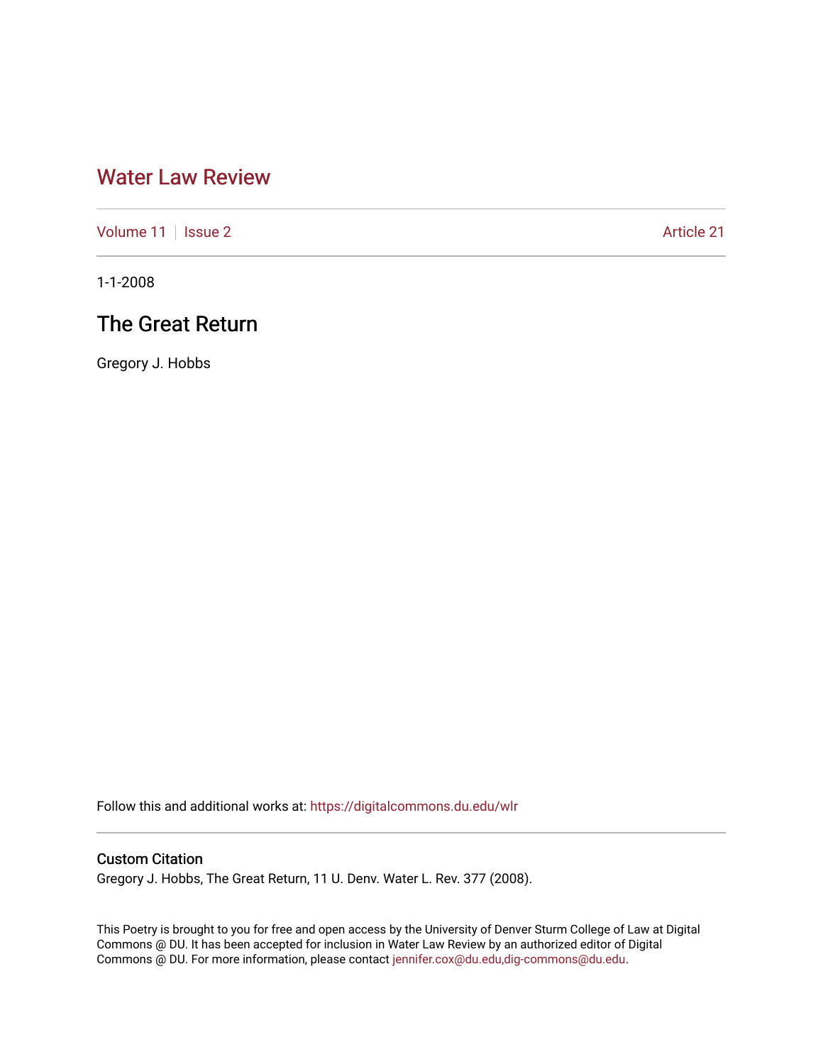# Water Law Review

Volume 11 | Issue 2 | Article 21

1-1-2008

## The Great Return

Gregory J. Hobbs

Follow this and additional works at: https://digitalcommons.du.edu/wlr

### Custom Citation

Gregory J. Hobbs, The Great Return, 11 U. Denv. Water L. Rev. 377 (2008).

This Poetry is brought to you for free and open access by the University of Denver Sturm College of Law at Digital Commons @ DU. It has been accepted for inclusion in Water Law Review by an authorized editor of Digital Commons @ DU. For more information, please contact jennifer.cox@du.edu,dig-commons@du.edu.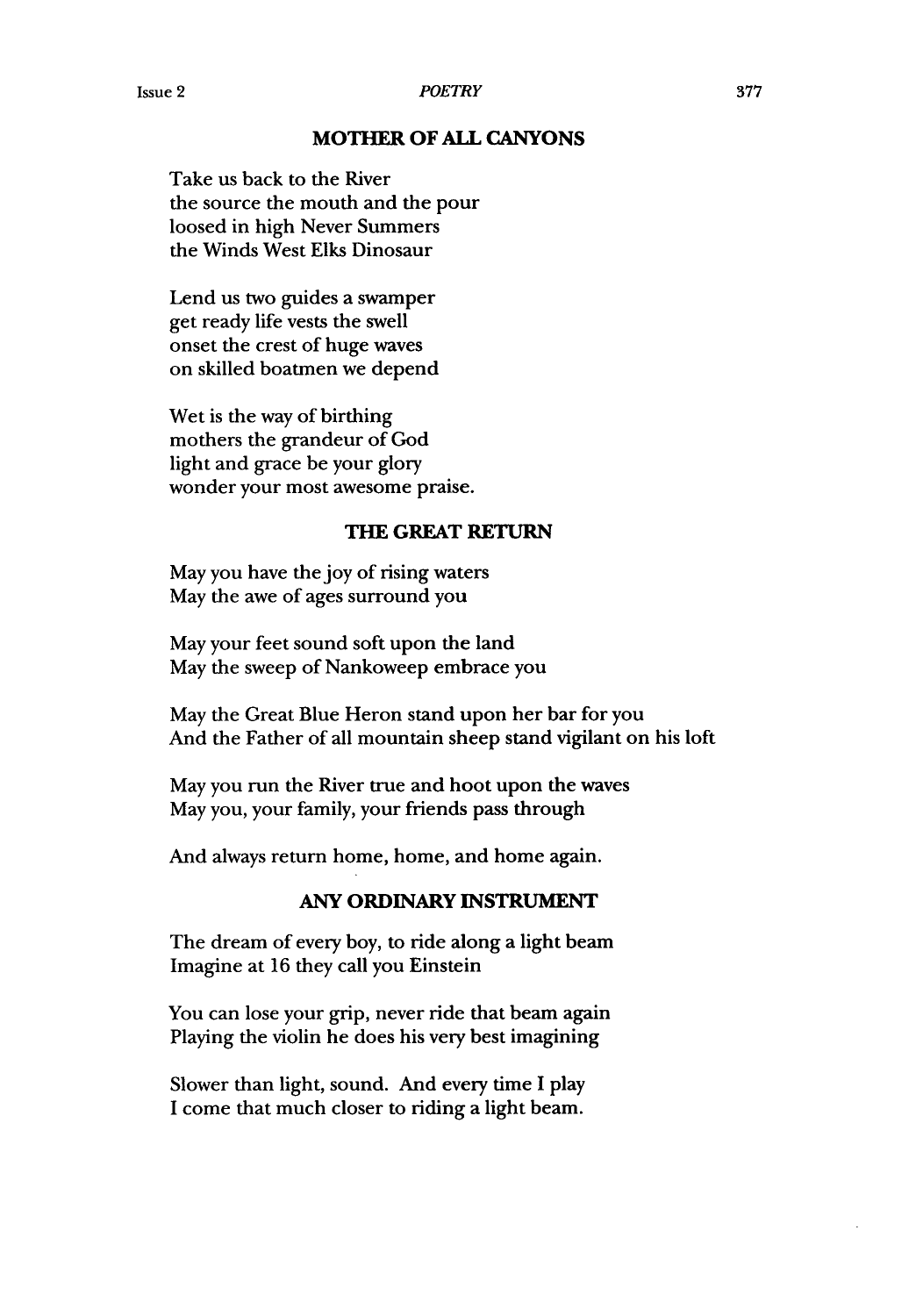## MOTHER OF ALL CANYONS

Take us back to the River
the source the mouth and the pour
loosed in high Never Summers
the Winds West Elks Dinosaur

Lend us two guides a swamper
get ready life vests the swell
onset the crest of huge waves
on skilled boatmen we depend

Wet is the way of birthing
mothers the grandeur of God
light and grace be your glory
wonder your most awesome praise.

## THE GREAT RETURN

May you have the joy of rising waters
May the awe of ages surround you

May your feet sound soft upon the land
May the sweep of Nankoweep embrace you

May the Great Blue Heron stand upon her bar for you
And the Father of all mountain sheep stand vigilant on his loft

May you run the River true and hoot upon the waves
May you, your family, your friends pass through

And always return home, home, and home again.

## ANY ORDINARY INSTRUMENT

The dream of every boy, to ride along a light beam
Imagine at 16 they call you Einstein

You can lose your grip, never ride that beam again
Playing the violin he does his very best imagining

Slower than light, sound. And every time I play
I come that much closer to riding a light beam.